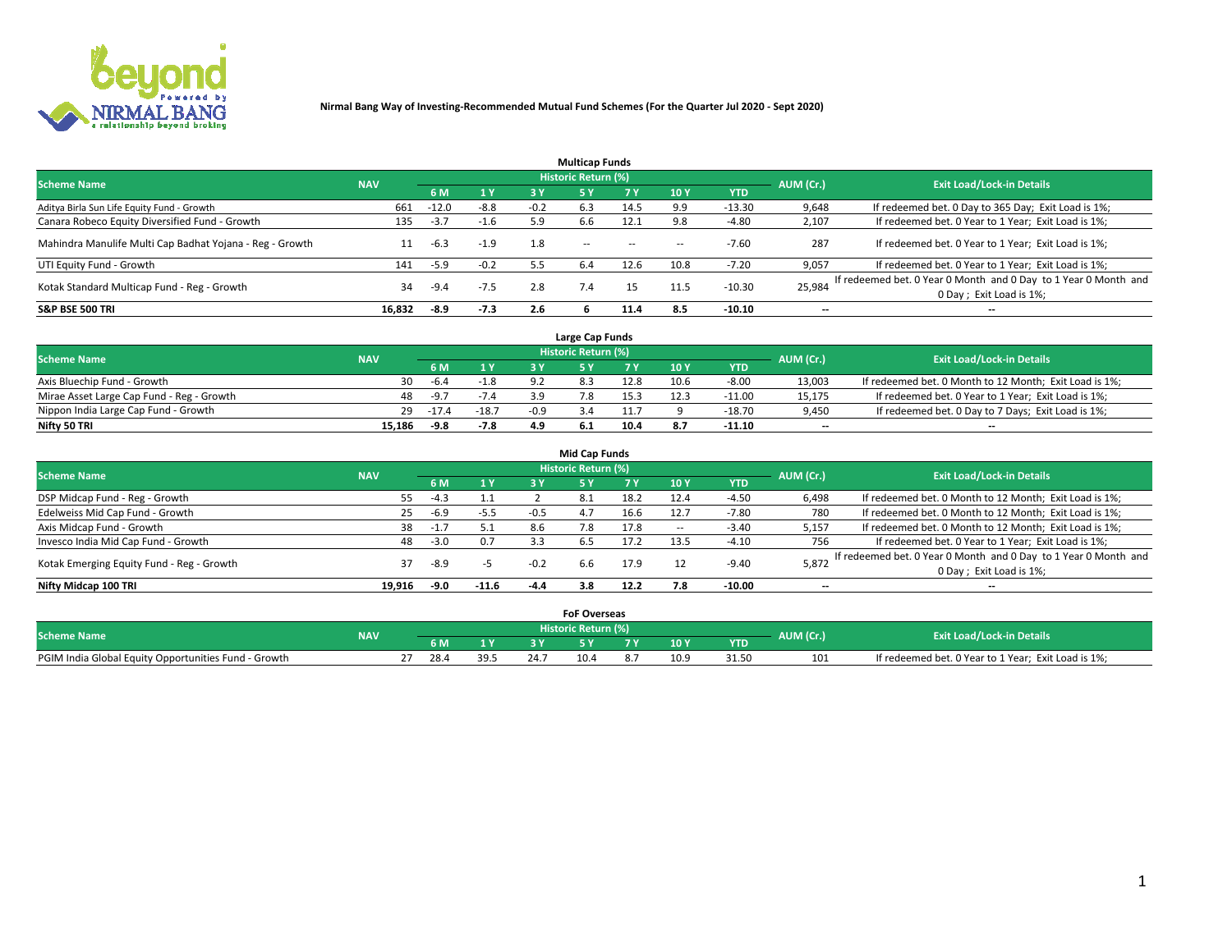# Nirmal Bang Way of Investing-Recommended Mutual Fund Schemes (For the Quarter Jul 2020 - Sept 2020)

## Multicap Funds

| Scheme Name | NAV | Historic Return (%) | | | | | | | AUM (Cr.) | Exit Load/Lock-in Details |
|---|---|---|---|---|---|---|---|---|---|---|
| | | 6 M | 1 Y | 3 Y | 5 Y | 7 Y | 10 Y | YTD | | |
| Aditya Birla Sun Life Equity Fund - Growth | 661 | -12.0 | -8.8 | -0.2 | 6.3 | 14.5 | 9.9 | -13.30 | 9,648 | If redeemed bet. 0 Day to 365 Day; Exit Load is 1%; |
| Canara Robeco Equity Diversified Fund - Growth | 135 | -3.7 | -1.6 | 5.9 | 6.6 | 12.1 | 9.8 | -4.80 | 2,107 | If redeemed bet. 0 Year to 1 Year; Exit Load is 1%; |
| Mahindra Manulife Multi Cap Badhat Yojana - Reg - Growth | 11 | -6.3 | -1.9 | 1.8 | -- | -- | -- | -7.60 | 287 | If redeemed bet. 0 Year to 1 Year; Exit Load is 1%; |
| UTI Equity Fund - Growth | 141 | -5.9 | -0.2 | 5.5 | 6.4 | 12.6 | 10.8 | -7.20 | 9,057 | If redeemed bet. 0 Year to 1 Year; Exit Load is 1%; |
| Kotak Standard Multicap Fund - Reg - Growth | 34 | -9.4 | -7.5 | 2.8 | 7.4 | 15 | 11.5 | -10.30 | 25,984 | If redeemed bet. 0 Year 0 Month and 0 Day to 1 Year 0 Month and 0 Day ; Exit Load is 1%; |
| **S&P BSE 500 TRI** | **16,832** | **-8.9** | **-7.3** | **2.6** | **6** | **11.4** | **8.5** | **-10.10** | **--** | **--** |

## Large Cap Funds

| Scheme Name | NAV | Historic Return (%) | | | | | | | AUM (Cr.) | Exit Load/Lock-in Details |
|---|---|---|---|---|---|---|---|---|---|---|
| | | 6 M | 1 Y | 3 Y | 5 Y | 7 Y | 10 Y | YTD | | |
| Axis Bluechip Fund - Growth | 30 | -6.4 | -1.8 | 9.2 | 8.3 | 12.8 | 10.6 | -8.00 | 13,003 | If redeemed bet. 0 Month to 12 Month; Exit Load is 1%; |
| Mirae Asset Large Cap Fund - Reg - Growth | 48 | -9.7 | -7.4 | 3.9 | 7.8 | 15.3 | 12.3 | -11.00 | 15,175 | If redeemed bet. 0 Year to 1 Year; Exit Load is 1%; |
| Nippon India Large Cap Fund - Growth | 29 | -17.4 | -18.7 | -0.9 | 3.4 | 11.7 | 9 | -18.70 | 9,450 | If redeemed bet. 0 Day to 7 Days; Exit Load is 1%; |
| **Nifty 50 TRI** | **15,186** | **-9.8** | **-7.8** | **4.9** | **6.1** | **10.4** | **8.7** | **-11.10** | **--** | **--** |

## Mid Cap Funds

| Scheme Name | NAV | Historic Return (%) | | | | | | | AUM (Cr.) | Exit Load/Lock-in Details |
|---|---|---|---|---|---|---|---|---|---|---|
| | | 6 M | 1 Y | 3 Y | 5 Y | 7 Y | 10 Y | YTD | | |
| DSP Midcap Fund - Reg - Growth | 55 | -4.3 | 1.1 | 2 | 8.1 | 18.2 | 12.4 | -4.50 | 6,498 | If redeemed bet. 0 Month to 12 Month; Exit Load is 1%; |
| Edelweiss Mid Cap Fund - Growth | 25 | -6.9 | -5.5 | -0.5 | 4.7 | 16.6 | 12.7 | -7.80 | 780 | If redeemed bet. 0 Month to 12 Month; Exit Load is 1%; |
| Axis Midcap Fund - Growth | 38 | -1.7 | 5.1 | 8.6 | 7.8 | 17.8 | -- | -3.40 | 5,157 | If redeemed bet. 0 Month to 12 Month; Exit Load is 1%; |
| Invesco India Mid Cap Fund - Growth | 48 | -3.0 | 0.7 | 3.3 | 6.5 | 17.2 | 13.5 | -4.10 | 756 | If redeemed bet. 0 Year to 1 Year; Exit Load is 1%; |
| Kotak Emerging Equity Fund - Reg - Growth | 37 | -8.9 | -5 | -0.2 | 6.6 | 17.9 | 12 | -9.40 | 5,872 | If redeemed bet. 0 Year 0 Month and 0 Day to 1 Year 0 Month and 0 Day ; Exit Load is 1%; |
| **Nifty Midcap 100 TRI** | **19,916** | **-9.0** | **-11.6** | **-4.4** | **3.8** | **12.2** | **7.8** | **-10.00** | **--** | **--** |

## FoF Overseas

| Scheme Name | NAV | Historic Return (%) | | | | | | | AUM (Cr.) | Exit Load/Lock-in Details |
|---|---|---|---|---|---|---|---|---|---|---|
| | | 6 M | 1 Y | 3 Y | 5 Y | 7 Y | 10 Y | YTD | | |
| PGIM India Global Equity Opportunities Fund - Growth | 27 | 28.4 | 39.5 | 24.7 | 10.4 | 8.7 | 10.9 | 31.50 | 101 | If redeemed bet. 0 Year to 1 Year; Exit Load is 1%; |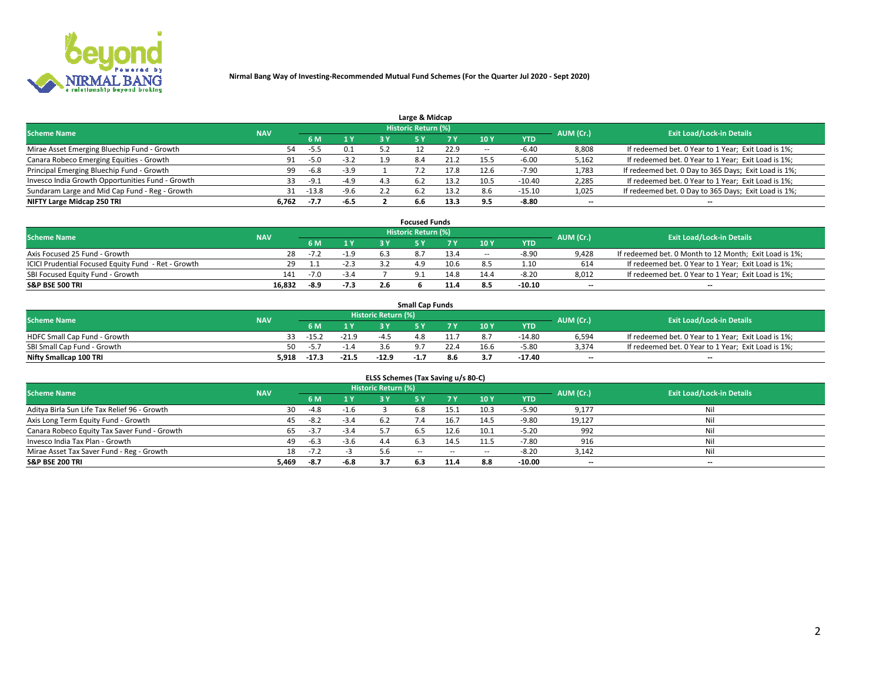**Nirmal Bang Way of Investing-Recommended Mutual Fund Schemes (For the Quarter Jul 2020 - Sept 2020)**

## Large & Midcap

| Scheme Name | NAV | Historic Return (%) | | | | | | | AUM (Cr.) | Exit Load/Lock-in Details |
|---|---|---|---|---|---|---|---|---|---|---|
| | | 6 M | 1 Y | 3 Y | 5 Y | 7 Y | 10 Y | YTD | | |
| Mirae Asset Emerging Bluechip Fund - Growth | 54 | -5.5 | 0.1 | 5.2 | 12 | 22.9 | -- | -6.40 | 8,808 | If redeemed bet. 0 Year to 1 Year; Exit Load is 1%; |
| Canara Robeco Emerging Equities - Growth | 91 | -5.0 | -3.2 | 1.9 | 8.4 | 21.2 | 15.5 | -6.00 | 5,162 | If redeemed bet. 0 Year to 1 Year; Exit Load is 1%; |
| Principal Emerging Bluechip Fund - Growth | 99 | -6.8 | -3.9 | 1 | 7.2 | 17.8 | 12.6 | -7.90 | 1,783 | If redeemed bet. 0 Day to 365 Days; Exit Load is 1%; |
| Invesco India Growth Opportunities Fund - Growth | 33 | -9.1 | -4.9 | 4.3 | 6.2 | 13.2 | 10.5 | -10.40 | 2,285 | If redeemed bet. 0 Year to 1 Year; Exit Load is 1%; |
| Sundaram Large and Mid Cap Fund - Reg - Growth | 31 | -13.8 | -9.6 | 2.2 | 6.2 | 13.2 | 8.6 | -15.10 | 1,025 | If redeemed bet. 0 Day to 365 Days; Exit Load is 1%; |
| **NIFTY Large Midcap 250 TRI** | **6,762** | **-7.7** | **-6.5** | **2** | **6.6** | **13.3** | **9.5** | **-8.80** | **--** | **--** |

## Focused Funds

| Scheme Name | NAV | Historic Return (%) | | | | | | | AUM (Cr.) | Exit Load/Lock-in Details |
|---|---|---|---|---|---|---|---|---|---|---|
| | | 6 M | 1 Y | 3 Y | 5 Y | 7 Y | 10 Y | YTD | | |
| Axis Focused 25 Fund - Growth | 28 | -7.2 | -1.9 | 6.3 | 8.7 | 13.4 | -- | -8.90 | 9,428 | If redeemed bet. 0 Month to 12 Month; Exit Load is 1%; |
| ICICI Prudential Focused Equity Fund - Ret - Growth | 29 | 1.1 | -2.3 | 3.2 | 4.9 | 10.6 | 8.5 | 1.10 | 614 | If redeemed bet. 0 Year to 1 Year; Exit Load is 1%; |
| SBI Focused Equity Fund - Growth | 141 | -7.0 | -3.4 | 7 | 9.1 | 14.8 | 14.4 | -8.20 | 8,012 | If redeemed bet. 0 Year to 1 Year; Exit Load is 1%; |
| **S&P BSE 500 TRI** | **16,832** | **-8.9** | **-7.3** | **2.6** | **6** | **11.4** | **8.5** | **-10.10** | **--** | **--** |

## Small Cap Funds

| Scheme Name | NAV | Historic Return (%) | | | | | | | AUM (Cr.) | Exit Load/Lock-in Details |
|---|---|---|---|---|---|---|---|---|---|---|
| | | 6 M | 1 Y | 3 Y | 5 Y | 7 Y | 10 Y | YTD | | |
| HDFC Small Cap Fund - Growth | 33 | -15.2 | -21.9 | -4.5 | 4.8 | 11.7 | 8.7 | -14.80 | 6,594 | If redeemed bet. 0 Year to 1 Year; Exit Load is 1%; |
| SBI Small Cap Fund - Growth | 50 | -5.7 | -1.4 | 3.6 | 9.7 | 22.4 | 16.6 | -5.80 | 3,374 | If redeemed bet. 0 Year to 1 Year; Exit Load is 1%; |
| **Nifty Smallcap 100 TRI** | **5,918** | **-17.3** | **-21.5** | **-12.9** | **-1.7** | **8.6** | **3.7** | **-17.40** | **--** | **--** |

## ELSS Schemes (Tax Saving u/s 80-C)

| Scheme Name | NAV | Historic Return (%) | | | | | | | AUM (Cr.) | Exit Load/Lock-in Details |
|---|---|---|---|---|---|---|---|---|---|---|
| | | 6 M | 1 Y | 3 Y | 5 Y | 7 Y | 10 Y | YTD | | |
| Aditya Birla Sun Life Tax Relief 96 - Growth | 30 | -4.8 | -1.6 | 3 | 6.8 | 15.1 | 10.3 | -5.90 | 9,177 | Nil |
| Axis Long Term Equity Fund - Growth | 45 | -8.2 | -3.4 | 6.2 | 7.4 | 16.7 | 14.5 | -9.80 | 19,127 | Nil |
| Canara Robeco Equity Tax Saver Fund - Growth | 65 | -3.7 | -3.4 | 5.7 | 6.5 | 12.6 | 10.1 | -5.20 | 992 | Nil |
| Invesco India Tax Plan - Growth | 49 | -6.3 | -3.6 | 4.4 | 6.3 | 14.5 | 11.5 | -7.80 | 916 | Nil |
| Mirae Asset Tax Saver Fund - Reg - Growth | 18 | -7.2 | -3 | 5.6 | -- | -- | -- | -8.20 | 3,142 | Nil |
| **S&P BSE 200 TRI** | **5,469** | **-8.7** | **-6.8** | **3.7** | **6.3** | **11.4** | **8.8** | **-10.00** | **--** | **--** |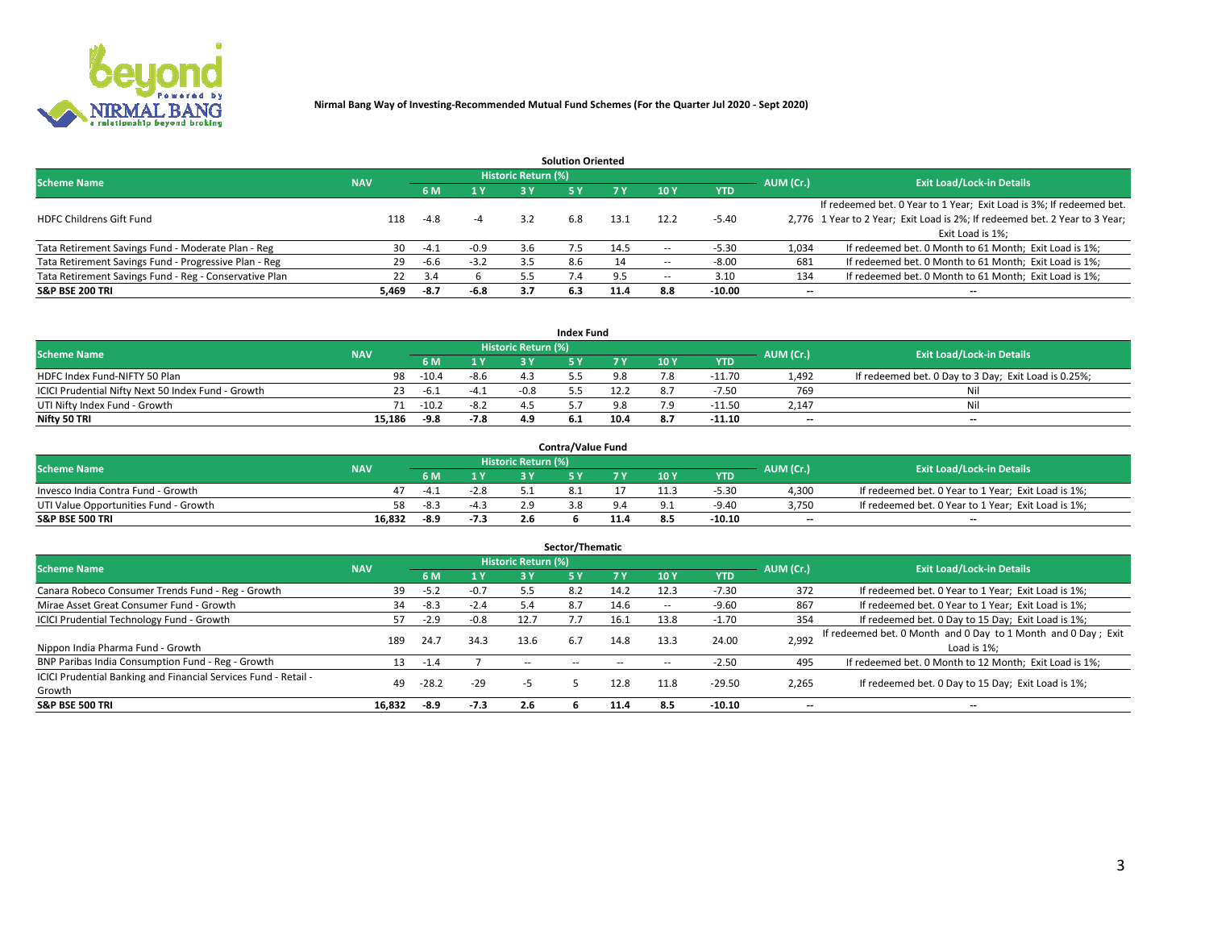**Nirmal Bang Way of Investing-Recommended Mutual Fund Schemes (For the Quarter Jul 2020 - Sept 2020)**

### Solution Oriented

| Scheme Name | NAV | Historic Return (%) | | | | | | | AUM (Cr.) | Exit Load/Lock-in Details |
|---|---|---|---|---|---|---|---|---|---|---|
| | | 6 M | 1 Y | 3 Y | 5 Y | 7 Y | 10 Y | YTD | | |
| HDFC Childrens Gift Fund | 118 | -4.8 | -4 | 3.2 | 6.8 | 13.1 | 12.2 | -5.40 | 2,776 | If redeemed bet. 0 Year to 1 Year; Exit Load is 3%; If redeemed bet. 1 Year to 2 Year; Exit Load is 2%; If redeemed bet. 2 Year to 3 Year; Exit Load is 1%; |
| Tata Retirement Savings Fund - Moderate Plan - Reg | 30 | -4.1 | -0.9 | 3.6 | 7.5 | 14.5 | -- | -5.30 | 1,034 | If redeemed bet. 0 Month to 61 Month; Exit Load is 1%; |
| Tata Retirement Savings Fund - Progressive Plan - Reg | 29 | -6.6 | -3.2 | 3.5 | 8.6 | 14 | -- | -8.00 | 681 | If redeemed bet. 0 Month to 61 Month; Exit Load is 1%; |
| Tata Retirement Savings Fund - Reg - Conservative Plan | 22 | 3.4 | 6 | 5.5 | 7.4 | 9.5 | -- | 3.10 | 134 | If redeemed bet. 0 Month to 61 Month; Exit Load is 1%; |
| **S&P BSE 200 TRI** | **5,469** | **-8.7** | **-6.8** | **3.7** | **6.3** | **11.4** | **8.8** | **-10.00** | **--** | **--** |

### Index Fund

| Scheme Name | NAV | Historic Return (%) | | | | | | | AUM (Cr.) | Exit Load/Lock-in Details |
|---|---|---|---|---|---|---|---|---|---|---|
| | | 6 M | 1 Y | 3 Y | 5 Y | 7 Y | 10 Y | YTD | | |
| HDFC Index Fund-NIFTY 50 Plan | 98 | -10.4 | -8.6 | 4.3 | 5.5 | 9.8 | 7.8 | -11.70 | 1,492 | If redeemed bet. 0 Day to 3 Day; Exit Load is 0.25%; |
| ICICI Prudential Nifty Next 50 Index Fund - Growth | 23 | -6.1 | -4.1 | -0.8 | 5.5 | 12.2 | 8.7 | -7.50 | 769 | Nil |
| UTI Nifty Index Fund - Growth | 71 | -10.2 | -8.2 | 4.5 | 5.7 | 9.8 | 7.9 | -11.50 | 2,147 | Nil |
| **Nifty 50 TRI** | **15,186** | **-9.8** | **-7.8** | **4.9** | **6.1** | **10.4** | **8.7** | **-11.10** | **--** | **--** |

### Contra/Value Fund

| Scheme Name | NAV | Historic Return (%) | | | | | | | AUM (Cr.) | Exit Load/Lock-in Details |
|---|---|---|---|---|---|---|---|---|---|---|
| | | 6 M | 1 Y | 3 Y | 5 Y | 7 Y | 10 Y | YTD | | |
| Invesco India Contra Fund - Growth | 47 | -4.1 | -2.8 | 5.1 | 8.1 | 17 | 11.3 | -5.30 | 4,300 | If redeemed bet. 0 Year to 1 Year; Exit Load is 1%; |
| UTI Value Opportunities Fund - Growth | 58 | -8.3 | -4.3 | 2.9 | 3.8 | 9.4 | 9.1 | -9.40 | 3,750 | If redeemed bet. 0 Year to 1 Year; Exit Load is 1%; |
| **S&P BSE 500 TRI** | **16,832** | **-8.9** | **-7.3** | **2.6** | **6** | **11.4** | **8.5** | **-10.10** | **--** | **--** |

### Sector/Thematic

| Scheme Name | NAV | Historic Return (%) | | | | | | | AUM (Cr.) | Exit Load/Lock-in Details |
|---|---|---|---|---|---|---|---|---|---|---|
| | | 6 M | 1 Y | 3 Y | 5 Y | 7 Y | 10 Y | YTD | | |
| Canara Robeco Consumer Trends Fund - Reg - Growth | 39 | -5.2 | -0.7 | 5.5 | 8.2 | 14.2 | 12.3 | -7.30 | 372 | If redeemed bet. 0 Year to 1 Year; Exit Load is 1%; |
| Mirae Asset Great Consumer Fund - Growth | 34 | -8.3 | -2.4 | 5.4 | 8.7 | 14.6 | -- | -9.60 | 867 | If redeemed bet. 0 Year to 1 Year; Exit Load is 1%; |
| ICICI Prudential Technology Fund - Growth | 57 | -2.9 | -0.8 | 12.7 | 7.7 | 16.1 | 13.8 | -1.70 | 354 | If redeemed bet. 0 Day to 15 Day; Exit Load is 1%; |
| Nippon India Pharma Fund - Growth | 189 | 24.7 | 34.3 | 13.6 | 6.7 | 14.8 | 13.3 | 24.00 | 2,992 | If redeemed bet. 0 Month and 0 Day to 1 Month and 0 Day ; Exit Load is 1%; |
| BNP Paribas India Consumption Fund - Reg - Growth | 13 | -1.4 | 7 | -- | -- | -- | -- | -2.50 | 495 | If redeemed bet. 0 Month to 12 Month; Exit Load is 1%; |
| ICICI Prudential Banking and Financial Services Fund - Retail - Growth | 49 | -28.2 | -29 | -5 | 5 | 12.8 | 11.8 | -29.50 | 2,265 | If redeemed bet. 0 Day to 15 Day; Exit Load is 1%; |
| **S&P BSE 500 TRI** | **16,832** | **-8.9** | **-7.3** | **2.6** | **6** | **11.4** | **8.5** | **-10.10** | **--** | **--** |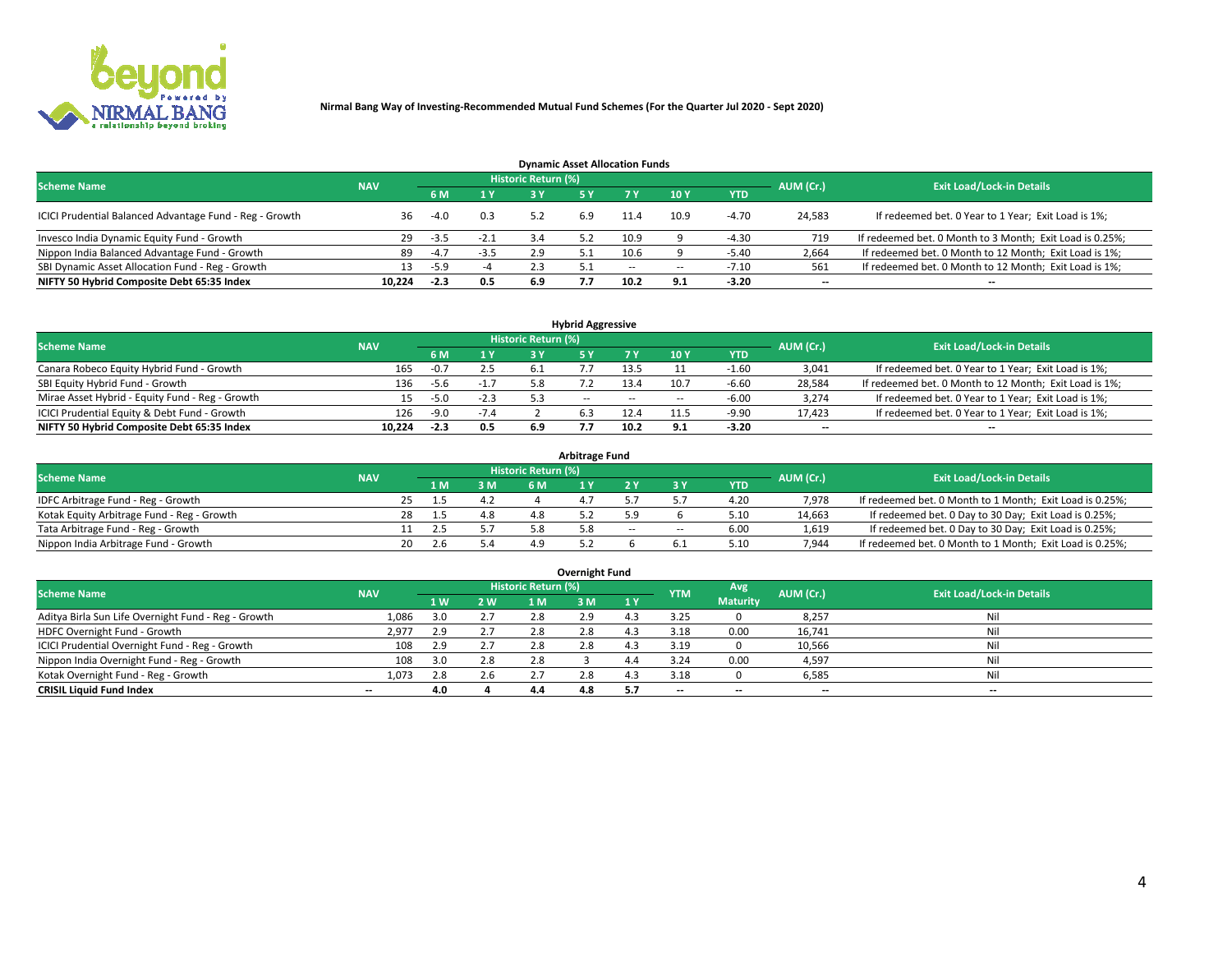**Nirmal Bang Way of Investing-Recommended Mutual Fund Schemes (For the Quarter Jul 2020 - Sept 2020)**

### Dynamic Asset Allocation Funds

| Scheme Name | NAV | Historic Return (%) | | | | | | | AUM (Cr.) | Exit Load/Lock-in Details |
|---|---|---|---|---|---|---|---|---|---|---|
| | | 6 M | 1 Y | 3 Y | 5 Y | 7 Y | 10 Y | YTD | | |
| ICICI Prudential Balanced Advantage Fund - Reg - Growth | 36 | -4.0 | 0.3 | 5.2 | 6.9 | 11.4 | 10.9 | -4.70 | 24,583 | If redeemed bet. 0 Year to 1 Year; Exit Load is 1%; |
| Invesco India Dynamic Equity Fund - Growth | 29 | -3.5 | -2.1 | 3.4 | 5.2 | 10.9 | 9 | -4.30 | 719 | If redeemed bet. 0 Month to 3 Month; Exit Load is 0.25%; |
| Nippon India Balanced Advantage Fund - Growth | 89 | -4.7 | -3.5 | 2.9 | 5.1 | 10.6 | 9 | -5.40 | 2,664 | If redeemed bet. 0 Month to 12 Month; Exit Load is 1%; |
| SBI Dynamic Asset Allocation Fund - Reg - Growth | 13 | -5.9 | -4 | 2.3 | 5.1 | -- | -- | -7.10 | 561 | If redeemed bet. 0 Month to 12 Month; Exit Load is 1%; |
| **NIFTY 50 Hybrid Composite Debt 65:35 Index** | **10,224** | **-2.3** | **0.5** | **6.9** | **7.7** | **10.2** | **9.1** | **-3.20** | **--** | **--** |

### Hybrid Aggressive

| Scheme Name | NAV | Historic Return (%) | | | | | | | AUM (Cr.) | Exit Load/Lock-in Details |
|---|---|---|---|---|---|---|---|---|---|---|
| | | 6 M | 1 Y | 3 Y | 5 Y | 7 Y | 10 Y | YTD | | |
| Canara Robeco Equity Hybrid Fund - Growth | 165 | -0.7 | 2.5 | 6.1 | 7.7 | 13.5 | 11 | -1.60 | 3,041 | If redeemed bet. 0 Year to 1 Year; Exit Load is 1%; |
| SBI Equity Hybrid Fund - Growth | 136 | -5.6 | -1.7 | 5.8 | 7.2 | 13.4 | 10.7 | -6.60 | 28,584 | If redeemed bet. 0 Month to 12 Month; Exit Load is 1%; |
| Mirae Asset Hybrid - Equity Fund - Reg - Growth | 15 | -5.0 | -2.3 | 5.3 | -- | -- | -- | -6.00 | 3,274 | If redeemed bet. 0 Year to 1 Year; Exit Load is 1%; |
| ICICI Prudential Equity & Debt Fund - Growth | 126 | -9.0 | -7.4 | 2 | 6.3 | 12.4 | 11.5 | -9.90 | 17,423 | If redeemed bet. 0 Year to 1 Year; Exit Load is 1%; |
| **NIFTY 50 Hybrid Composite Debt 65:35 Index** | **10,224** | **-2.3** | **0.5** | **6.9** | **7.7** | **10.2** | **9.1** | **-3.20** | **--** | **--** |

### Arbitrage Fund

| Scheme Name | NAV | Historic Return (%) | | | | | | | AUM (Cr.) | Exit Load/Lock-in Details |
|---|---|---|---|---|---|---|---|---|---|---|
| | | 1 M | 3 M | 6 M | 1 Y | 2 Y | 3 Y | YTD | | |
| IDFC Arbitrage Fund - Reg - Growth | 25 | 1.5 | 4.2 | 4 | 4.7 | 5.7 | 5.7 | 4.20 | 7,978 | If redeemed bet. 0 Month to 1 Month; Exit Load is 0.25%; |
| Kotak Equity Arbitrage Fund - Reg - Growth | 28 | 1.5 | 4.8 | 4.8 | 5.2 | 5.9 | 6 | 5.10 | 14,663 | If redeemed bet. 0 Day to 30 Day; Exit Load is 0.25%; |
| Tata Arbitrage Fund - Reg - Growth | 11 | 2.5 | 5.7 | 5.8 | 5.8 | -- | -- | 6.00 | 1,619 | If redeemed bet. 0 Day to 30 Day; Exit Load is 0.25%; |
| Nippon India Arbitrage Fund - Growth | 20 | 2.6 | 5.4 | 4.9 | 5.2 | 6 | 6.1 | 5.10 | 7,944 | If redeemed bet. 0 Month to 1 Month; Exit Load is 0.25%; |

### Overnight Fund

| Scheme Name | NAV | Historic Return (%) | | | | | YTM | Avg Maturity | AUM (Cr.) | Exit Load/Lock-in Details |
|---|---|---|---|---|---|---|---|---|---|---|
| | | 1 W | 2 W | 1 M | 3 M | 1 Y | | | | |
| Aditya Birla Sun Life Overnight Fund - Reg - Growth | 1,086 | 3.0 | 2.7 | 2.8 | 2.9 | 4.3 | 3.25 | 0 | 8,257 | Nil |
| HDFC Overnight Fund - Growth | 2,977 | 2.9 | 2.7 | 2.8 | 2.8 | 4.3 | 3.18 | 0.00 | 16,741 | Nil |
| ICICI Prudential Overnight Fund - Reg - Growth | 108 | 2.9 | 2.7 | 2.8 | 2.8 | 4.3 | 3.19 | 0 | 10,566 | Nil |
| Nippon India Overnight Fund - Reg - Growth | 108 | 3.0 | 2.8 | 2.8 | 3 | 4.4 | 3.24 | 0.00 | 4,597 | Nil |
| Kotak Overnight Fund - Reg - Growth | 1,073 | 2.8 | 2.6 | 2.7 | 2.8 | 4.3 | 3.18 | 0 | 6,585 | Nil |
| **CRISIL Liquid Fund Index** | **--** | **4.0** | **4** | **4.4** | **4.8** | **5.7** | **--** | **--** | **--** | **--** |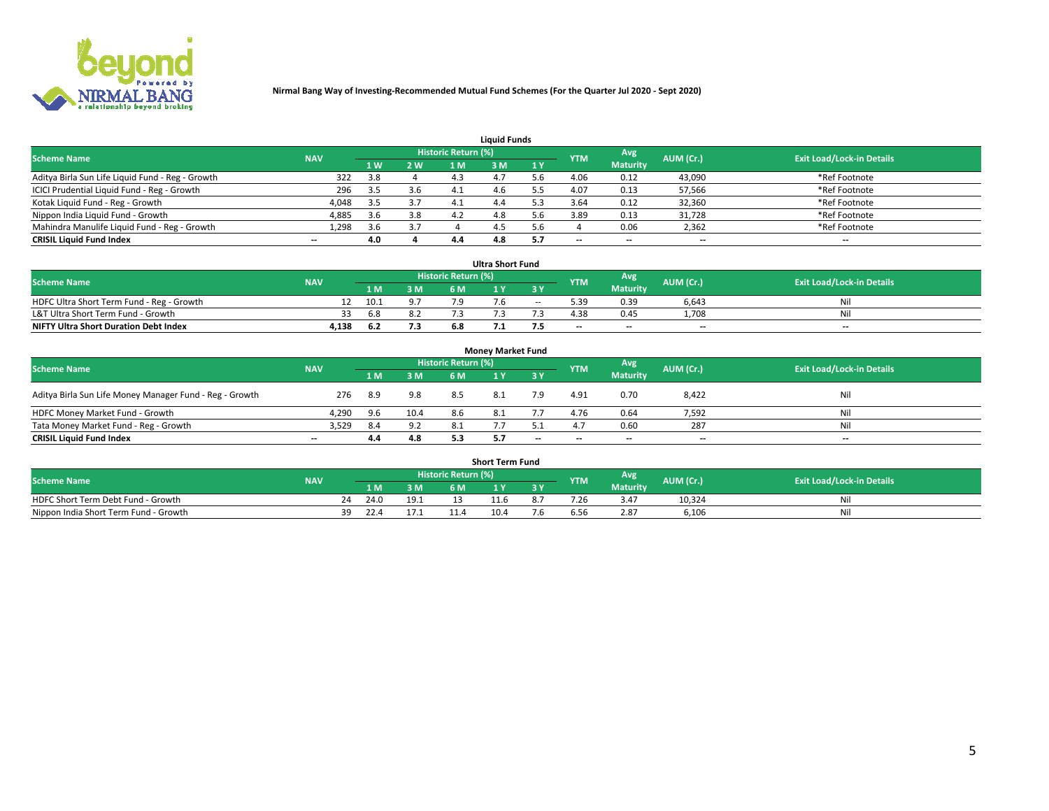**Nirmal Bang Way of Investing-Recommended Mutual Fund Schemes (For the Quarter Jul 2020 - Sept 2020)**

### Liquid Funds

| Scheme Name | NAV | Historic Return (%) | | | | | YTM | Avg Maturity | AUM (Cr.) | Exit Load/Lock-in Details |
|---|---|---|---|---|---|---|---|---|---|---|
| | | 1 W | 2 W | 1 M | 3 M | 1 Y | | | | |
| Aditya Birla Sun Life Liquid Fund - Reg - Growth | 322 | 3.8 | 4 | 4.3 | 4.7 | 5.6 | 4.06 | 0.12 | 43,090 | *Ref Footnote |
| ICICI Prudential Liquid Fund - Reg - Growth | 296 | 3.5 | 3.6 | 4.1 | 4.6 | 5.5 | 4.07 | 0.13 | 57,566 | *Ref Footnote |
| Kotak Liquid Fund - Reg - Growth | 4,048 | 3.5 | 3.7 | 4.1 | 4.4 | 5.3 | 3.64 | 0.12 | 32,360 | *Ref Footnote |
| Nippon India Liquid Fund - Growth | 4,885 | 3.6 | 3.8 | 4.2 | 4.8 | 5.6 | 3.89 | 0.13 | 31,728 | *Ref Footnote |
| Mahindra Manulife Liquid Fund - Reg - Growth | 1,298 | 3.6 | 3.7 | 4 | 4.5 | 5.6 | 4 | 0.06 | 2,362 | *Ref Footnote |
| **CRISIL Liquid Fund Index** | -- | **4.0** | **4** | **4.4** | **4.8** | **5.7** | -- | -- | -- | -- |

### Ultra Short Fund

| Scheme Name | NAV | Historic Return (%) | | | | | YTM | Avg Maturity | AUM (Cr.) | Exit Load/Lock-in Details |
|---|---|---|---|---|---|---|---|---|---|---|
| | | 1 M | 3 M | 6 M | 1 Y | 3 Y | | | | |
| HDFC Ultra Short Term Fund - Reg - Growth | 12 | 10.1 | 9.7 | 7.9 | 7.6 | -- | 5.39 | 0.39 | 6,643 | Nil |
| L&T Ultra Short Term Fund - Growth | 33 | 6.8 | 8.2 | 7.3 | 7.3 | 7.3 | 4.38 | 0.45 | 1,708 | Nil |
| **NIFTY Ultra Short Duration Debt Index** | **4,138** | **6.2** | **7.3** | **6.8** | **7.1** | **7.5** | -- | -- | -- | -- |

### Money Market Fund

| Scheme Name | NAV | Historic Return (%) | | | | | YTM | Avg Maturity | AUM (Cr.) | Exit Load/Lock-in Details |
|---|---|---|---|---|---|---|---|---|---|---|
| | | 1 M | 3 M | 6 M | 1 Y | 3 Y | | | | |
| Aditya Birla Sun Life Money Manager Fund - Reg - Growth | 276 | 8.9 | 9.8 | 8.5 | 8.1 | 7.9 | 4.91 | 0.70 | 8,422 | Nil |
| HDFC Money Market Fund - Growth | 4,290 | 9.6 | 10.4 | 8.6 | 8.1 | 7.7 | 4.76 | 0.64 | 7,592 | Nil |
| Tata Money Market Fund - Reg - Growth | 3,529 | 8.4 | 9.2 | 8.1 | 7.7 | 5.1 | 4.7 | 0.60 | 287 | Nil |
| **CRISIL Liquid Fund Index** | -- | **4.4** | **4.8** | **5.3** | **5.7** | -- | -- | -- | -- | -- |

### Short Term Fund

| Scheme Name | NAV | Historic Return (%) | | | | | YTM | Avg Maturity | AUM (Cr.) | Exit Load/Lock-in Details |
|---|---|---|---|---|---|---|---|---|---|---|
| | | 1 M | 3 M | 6 M | 1 Y | 3 Y | | | | |
| HDFC Short Term Debt Fund - Growth | 24 | 24.0 | 19.1 | 13 | 11.6 | 8.7 | 7.26 | 3.47 | 10,324 | Nil |
| Nippon India Short Term Fund - Growth | 39 | 22.4 | 17.1 | 11.4 | 10.4 | 7.6 | 6.56 | 2.87 | 6,106 | Nil |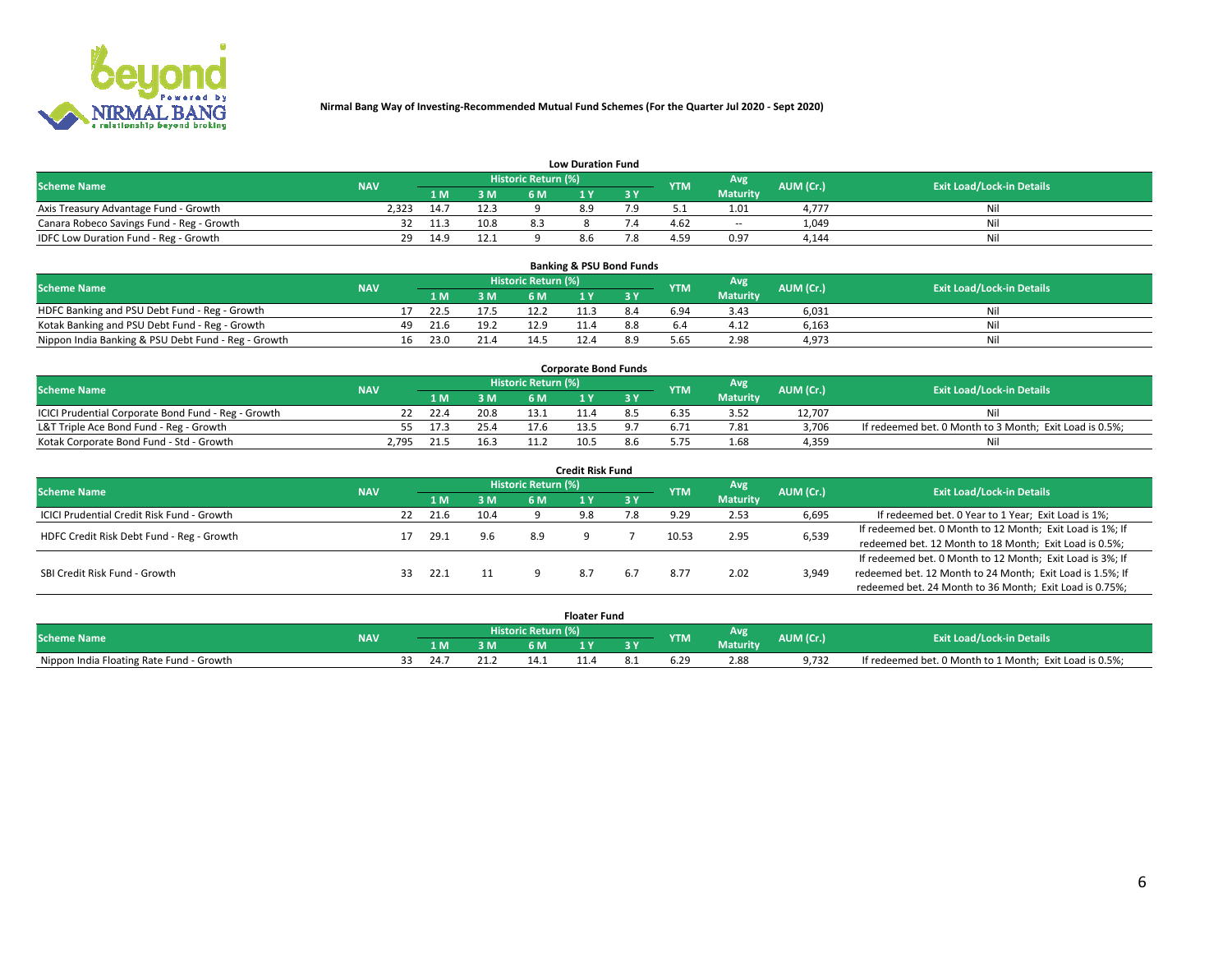**Nirmal Bang Way of Investing-Recommended Mutual Fund Schemes (For the Quarter Jul 2020 - Sept 2020)**

### Low Duration Fund

| Scheme Name | NAV | Historic Return (%) | | | | | YTM | Avg Maturity | AUM (Cr.) | Exit Load/Lock-in Details |
|---|---|---|---|---|---|---|---|---|---|---|
| | | 1 M | 3 M | 6 M | 1 Y | 3 Y | | | | |
| Axis Treasury Advantage Fund - Growth | 2,323 | 14.7 | 12.3 | 9 | 8.9 | 7.9 | 5.1 | 1.01 | 4,777 | Nil |
| Canara Robeco Savings Fund - Reg - Growth | 32 | 11.3 | 10.8 | 8.3 | 8 | 7.4 | 4.62 | -- | 1,049 | Nil |
| IDFC Low Duration Fund - Reg - Growth | 29 | 14.9 | 12.1 | 9 | 8.6 | 7.8 | 4.59 | 0.97 | 4,144 | Nil |

### Banking & PSU Bond Funds

| Scheme Name | NAV | Historic Return (%) | | | | | YTM | Avg Maturity | AUM (Cr.) | Exit Load/Lock-in Details |
|---|---|---|---|---|---|---|---|---|---|---|
| | | 1 M | 3 M | 6 M | 1 Y | 3 Y | | | | |
| HDFC Banking and PSU Debt Fund - Reg - Growth | 17 | 22.5 | 17.5 | 12.2 | 11.3 | 8.4 | 6.94 | 3.43 | 6,031 | Nil |
| Kotak Banking and PSU Debt Fund - Reg - Growth | 49 | 21.6 | 19.2 | 12.9 | 11.4 | 8.8 | 6.4 | 4.12 | 6,163 | Nil |
| Nippon India Banking & PSU Debt Fund - Reg - Growth | 16 | 23.0 | 21.4 | 14.5 | 12.4 | 8.9 | 5.65 | 2.98 | 4,973 | Nil |

### Corporate Bond Funds

| Scheme Name | NAV | Historic Return (%) | | | | | YTM | Avg Maturity | AUM (Cr.) | Exit Load/Lock-in Details |
|---|---|---|---|---|---|---|---|---|---|---|
| | | 1 M | 3 M | 6 M | 1 Y | 3 Y | | | | |
| ICICI Prudential Corporate Bond Fund - Reg - Growth | 22 | 22.4 | 20.8 | 13.1 | 11.4 | 8.5 | 6.35 | 3.52 | 12,707 | Nil |
| L&T Triple Ace Bond Fund - Reg - Growth | 55 | 17.3 | 25.4 | 17.6 | 13.5 | 9.7 | 6.71 | 7.81 | 3,706 | If redeemed bet. 0 Month to 3 Month; Exit Load is 0.5%; |
| Kotak Corporate Bond Fund - Std - Growth | 2,795 | 21.5 | 16.3 | 11.2 | 10.5 | 8.6 | 5.75 | 1.68 | 4,359 | Nil |

### Credit Risk Fund

| Scheme Name | NAV | Historic Return (%) | | | | | YTM | Avg Maturity | AUM (Cr.) | Exit Load/Lock-in Details |
|---|---|---|---|---|---|---|---|---|---|---|
| | | 1 M | 3 M | 6 M | 1 Y | 3 Y | | | | |
| ICICI Prudential Credit Risk Fund - Growth | 22 | 21.6 | 10.4 | 9 | 9.8 | 7.8 | 9.29 | 2.53 | 6,695 | If redeemed bet. 0 Year to 1 Year; Exit Load is 1%; |
| HDFC Credit Risk Debt Fund - Reg - Growth | 17 | 29.1 | 9.6 | 8.9 | 9 | 7 | 10.53 | 2.95 | 6,539 | If redeemed bet. 0 Month to 12 Month; Exit Load is 1%; If redeemed bet. 12 Month to 18 Month; Exit Load is 0.5%; |
| SBI Credit Risk Fund - Growth | 33 | 22.1 | 11 | 9 | 8.7 | 6.7 | 8.77 | 2.02 | 3,949 | If redeemed bet. 0 Month to 12 Month; Exit Load is 3%; If redeemed bet. 12 Month to 24 Month; Exit Load is 1.5%; If redeemed bet. 24 Month to 36 Month; Exit Load is 0.75%; |

### Floater Fund

| Scheme Name | NAV | Historic Return (%) | | | | | YTM | Avg Maturity | AUM (Cr.) | Exit Load/Lock-in Details |
|---|---|---|---|---|---|---|---|---|---|---|
| | | 1 M | 3 M | 6 M | 1 Y | 3 Y | | | | |
| Nippon India Floating Rate Fund - Growth | 33 | 24.7 | 21.2 | 14.1 | 11.4 | 8.1 | 6.29 | 2.88 | 9,732 | If redeemed bet. 0 Month to 1 Month; Exit Load is 0.5%; |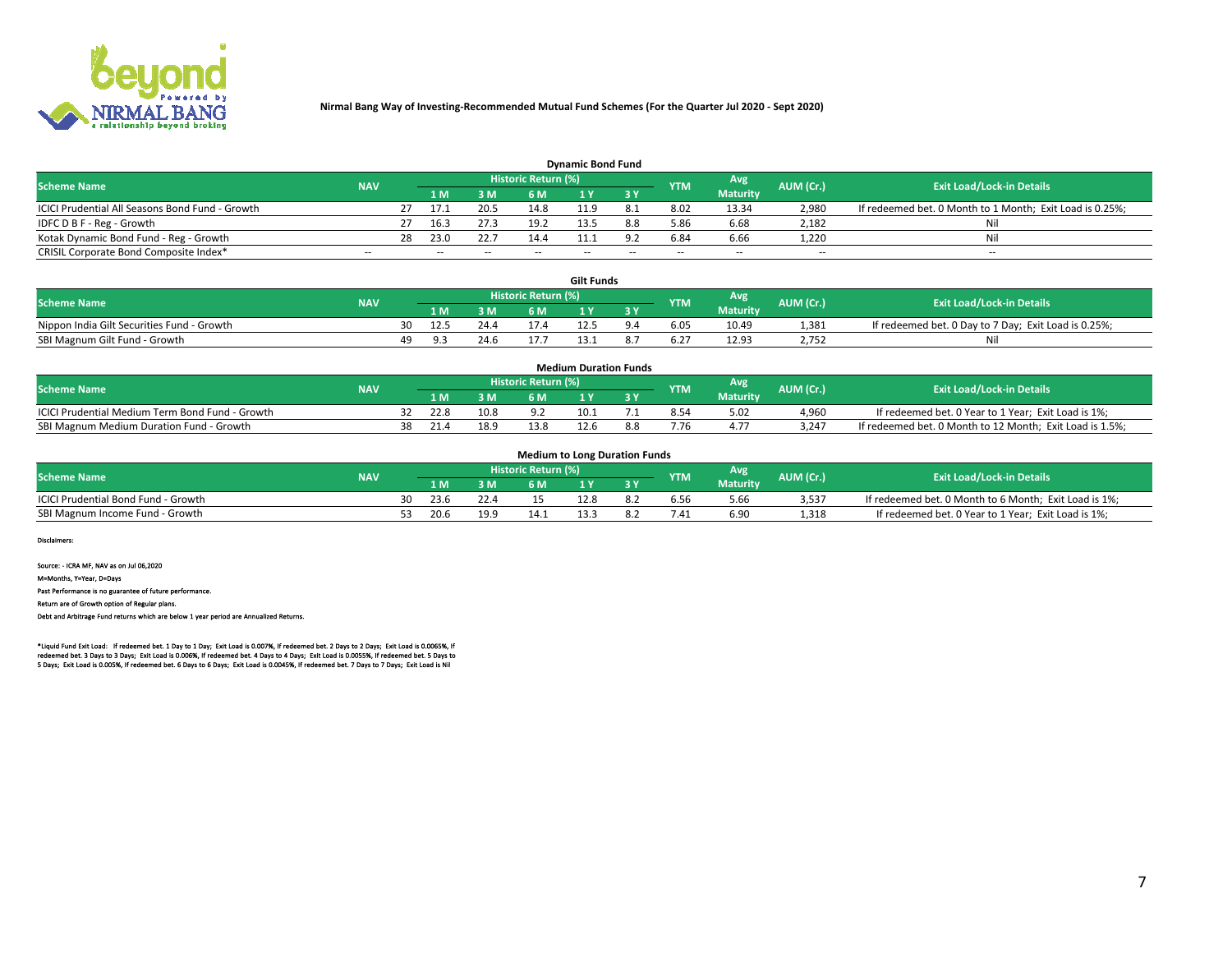**Nirmal Bang Way of Investing-Recommended Mutual Fund Schemes (For the Quarter Jul 2020 - Sept 2020)**

### Dynamic Bond Fund

| Scheme Name | NAV | Historic Return (%) | | | | | YTM | Avg Maturity | AUM (Cr.) | Exit Load/Lock-in Details |
|---|---|---|---|---|---|---|---|---|---|---|
| | | 1 M | 3 M | 6 M | 1 Y | 3 Y | | | | |
| ICICI Prudential All Seasons Bond Fund - Growth | 27 | 17.1 | 20.5 | 14.8 | 11.9 | 8.1 | 8.02 | 13.34 | 2,980 | If redeemed bet. 0 Month to 1 Month; Exit Load is 0.25%; |
| IDFC D B F - Reg - Growth | 27 | 16.3 | 27.3 | 19.2 | 13.5 | 8.8 | 5.86 | 6.68 | 2,182 | Nil |
| Kotak Dynamic Bond Fund - Reg - Growth | 28 | 23.0 | 22.7 | 14.4 | 11.1 | 9.2 | 6.84 | 6.66 | 1,220 | Nil |
| CRISIL Corporate Bond Composite Index* | -- | -- | -- | -- | -- | -- | -- | -- | -- | -- |

### Gilt Funds

| Scheme Name | NAV | Historic Return (%) | | | | | YTM | Avg Maturity | AUM (Cr.) | Exit Load/Lock-in Details |
|---|---|---|---|---|---|---|---|---|---|---|
| | | 1 M | 3 M | 6 M | 1 Y | 3 Y | | | | |
| Nippon India Gilt Securities Fund - Growth | 30 | 12.5 | 24.4 | 17.4 | 12.5 | 9.4 | 6.05 | 10.49 | 1,381 | If redeemed bet. 0 Day to 7 Day; Exit Load is 0.25%; |
| SBI Magnum Gilt Fund - Growth | 49 | 9.3 | 24.6 | 17.7 | 13.1 | 8.7 | 6.27 | 12.93 | 2,752 | Nil |

### Medium Duration Funds

| Scheme Name | NAV | Historic Return (%) | | | | | YTM | Avg Maturity | AUM (Cr.) | Exit Load/Lock-in Details |
|---|---|---|---|---|---|---|---|---|---|---|
| | | 1 M | 3 M | 6 M | 1 Y | 3 Y | | | | |
| ICICI Prudential Medium Term Bond Fund - Growth | 32 | 22.8 | 10.8 | 9.2 | 10.1 | 7.1 | 8.54 | 5.02 | 4,960 | If redeemed bet. 0 Year to 1 Year; Exit Load is 1%; |
| SBI Magnum Medium Duration Fund - Growth | 38 | 21.4 | 18.9 | 13.8 | 12.6 | 8.8 | 7.76 | 4.77 | 3,247 | If redeemed bet. 0 Month to 12 Month; Exit Load is 1.5%; |

### Medium to Long Duration Funds

| Scheme Name | NAV | Historic Return (%) | | | | | YTM | Avg Maturity | AUM (Cr.) | Exit Load/Lock-in Details |
|---|---|---|---|---|---|---|---|---|---|---|
| | | 1 M | 3 M | 6 M | 1 Y | 3 Y | | | | |
| ICICI Prudential Bond Fund - Growth | 30 | 23.6 | 22.4 | 15 | 12.8 | 8.2 | 6.56 | 5.66 | 3,537 | If redeemed bet. 0 Month to 6 Month; Exit Load is 1%; |
| SBI Magnum Income Fund - Growth | 53 | 20.6 | 19.9 | 14.1 | 13.3 | 8.2 | 7.41 | 6.90 | 1,318 | If redeemed bet. 0 Year to 1 Year; Exit Load is 1%; |

Disclaimers:

Source: - ICRA MF, NAV as on Jul 06,2020

M=Months, Y=Year, D=Days

Past Performance is no guarantee of future performance.

Return are of Growth option of Regular plans.

Debt and Arbitrage Fund returns which are below 1 year period are Annualized Returns.

*Liquid Fund Exit Load: If redeemed bet. 1 Day to 1 Day; Exit Load is 0.007%, If redeemed bet. 2 Days to 2 Days; Exit Load is 0.0065%, If redeemed bet. 3 Days to 3 Days; Exit Load is 0.006%, If redeemed bet. 4 Days to 4 Days; Exit Load is 0.0055%, If redeemed bet. 5 Days to 5 Days; Exit Load is 0.005%, If redeemed bet. 6 Days to 6 Days; Exit Load is 0.0045%, If redeemed bet. 7 Days to 7 Days; Exit Load is Nil